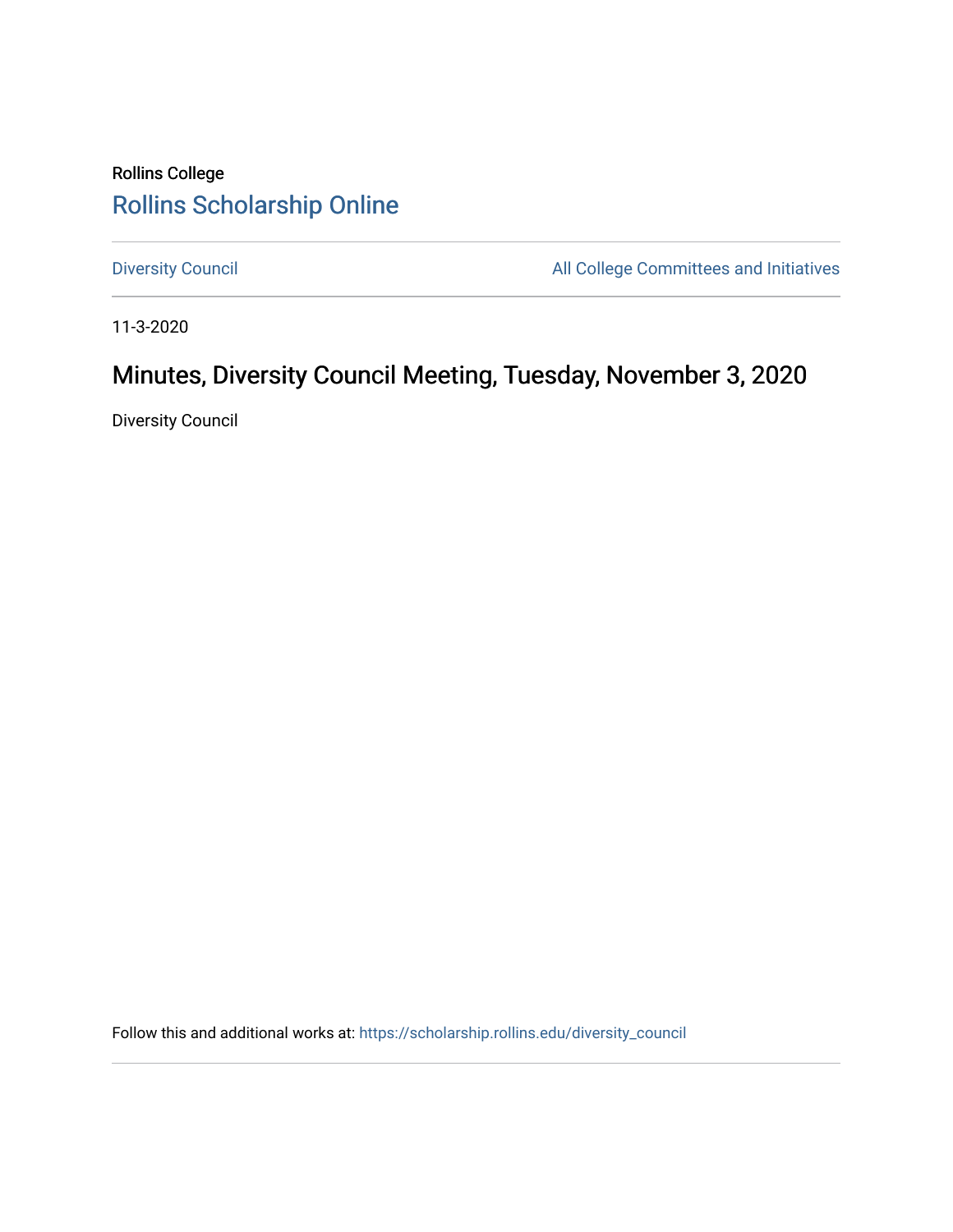Rollins College

Rollins Scholarship Online

Diversity Council

All College Committees and Initiatives

11-3-2020

# Minutes, Diversity Council Meeting, Tuesday, November 3, 2020

Diversity Council

Follow this and additional works at: https://scholarship.rollins.edu/diversity_council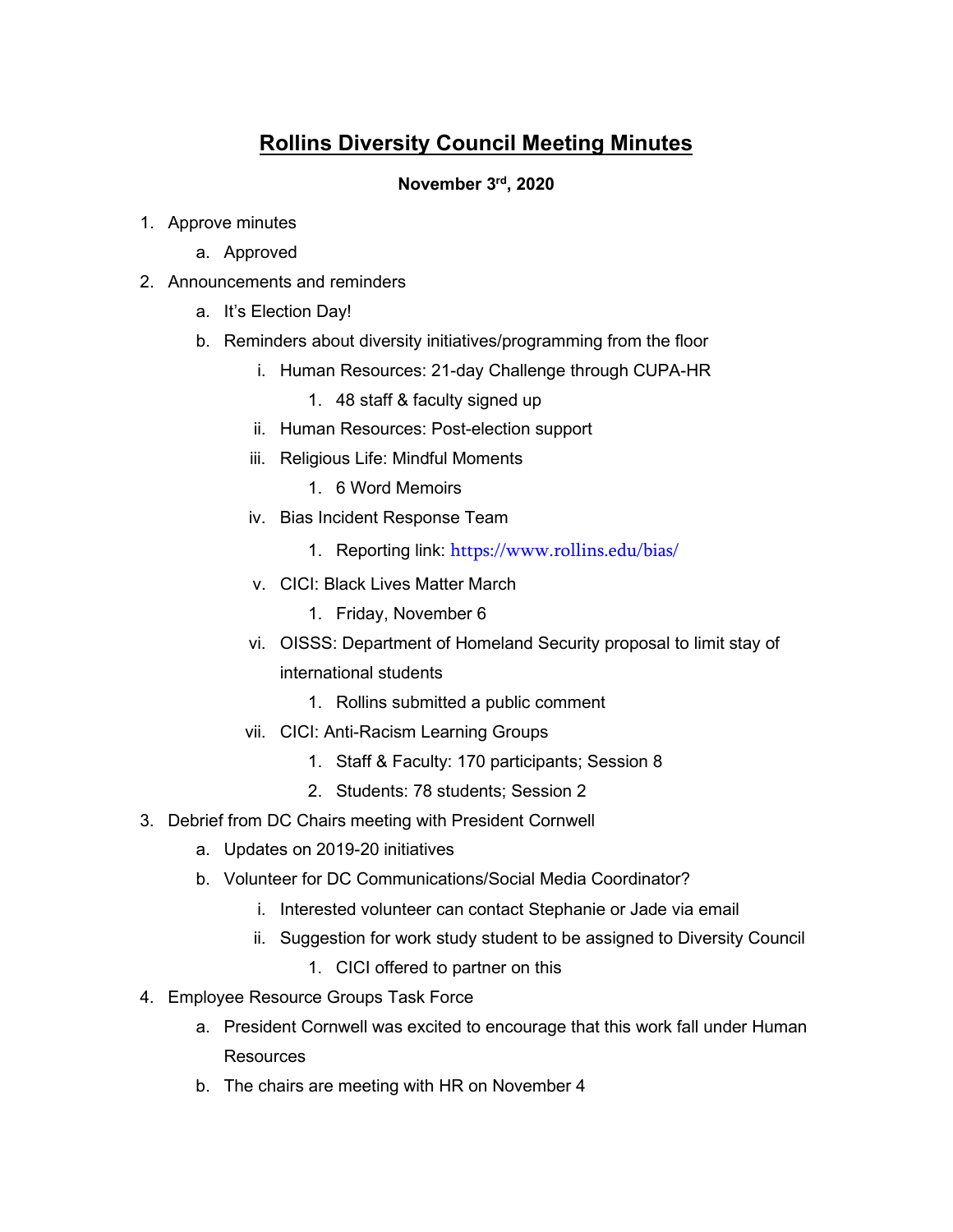# **Rollins Diversity Council Meeting Minutes**

**November 3rd, 2020**

1. Approve minutes
    a. Approved
2. Announcements and reminders
    a. It's Election Day!
    b. Reminders about diversity initiatives/programming from the floor
        i. Human Resources: 21-day Challenge through CUPA-HR
            1. 48 staff & faculty signed up
        ii. Human Resources: Post-election support
        iii. Religious Life: Mindful Moments
            1. 6 Word Memoirs
        iv. Bias Incident Response Team
            1. Reporting link: https://www.rollins.edu/bias/
        v. CICI: Black Lives Matter March
            1. Friday, November 6
        vi. OISSS: Department of Homeland Security proposal to limit stay of international students
            1. Rollins submitted a public comment
        vii. CICI: Anti-Racism Learning Groups
            1. Staff & Faculty: 170 participants; Session 8
            2. Students: 78 students; Session 2
3. Debrief from DC Chairs meeting with President Cornwell
    a. Updates on 2019-20 initiatives
    b. Volunteer for DC Communications/Social Media Coordinator?
        i. Interested volunteer can contact Stephanie or Jade via email
        ii. Suggestion for work study student to be assigned to Diversity Council
            1. CICI offered to partner on this
4. Employee Resource Groups Task Force
    a. President Cornwell was excited to encourage that this work fall under Human Resources
    b. The chairs are meeting with HR on November 4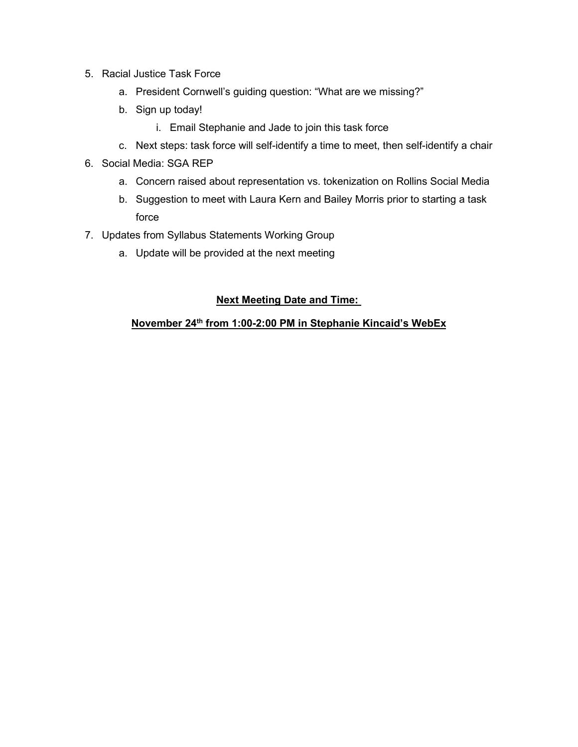5. Racial Justice Task Force
    a. President Cornwell's guiding question: "What are we missing?"
    b. Sign up today!
        i. Email Stephanie and Jade to join this task force
    c. Next steps: task force will self-identify a time to meet, then self-identify a chair
6. Social Media: SGA REP
    a. Concern raised about representation vs. tokenization on Rollins Social Media
    b. Suggestion to meet with Laura Kern and Bailey Morris prior to starting a task force
7. Updates from Syllabus Statements Working Group
    a. Update will be provided at the next meeting

**Next Meeting Date and Time:**

**November 24th from 1:00-2:00 PM in Stephanie Kincaid's WebEx**